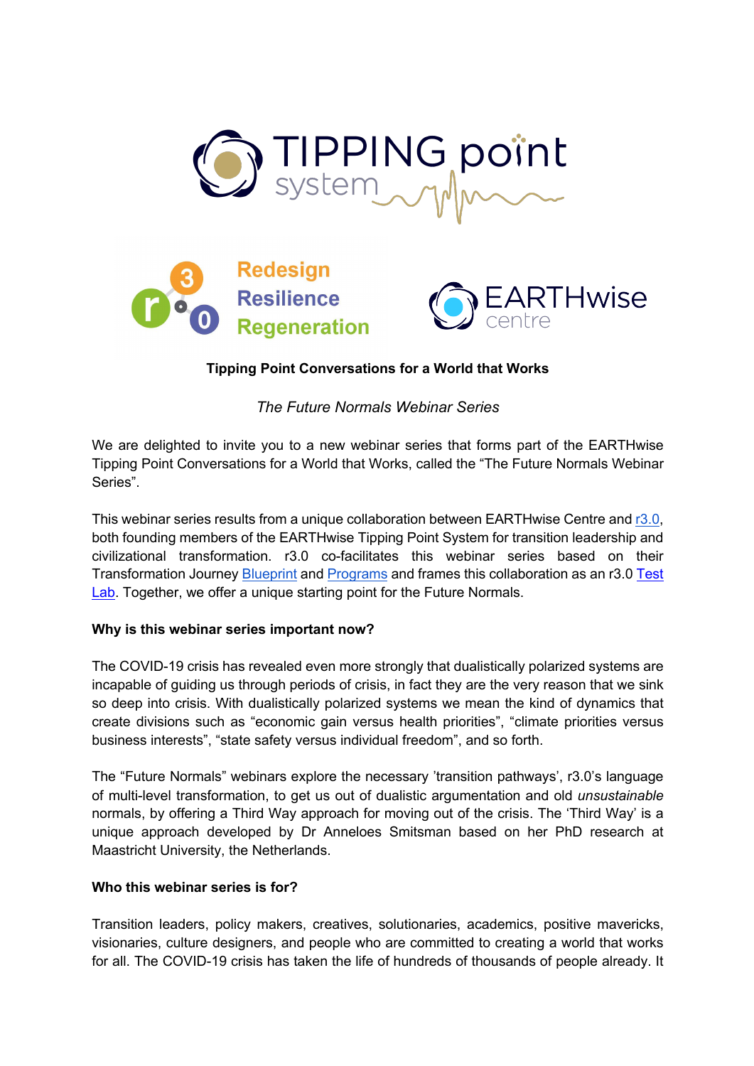**Tipping Point Conversations for a World that Works**

*The Future Normals Webinar Series*

We are delighted to invite you to a new webinar series that forms part of the EARTHwise Tipping Point Conversations for a World that Works, called the "The Future Normals Webinar Series".

This webinar series results from a unique collaboration between EARTHwise Centre and r3.0, both founding members of the EARTHwise Tipping Point System for transition leadership and civilizational transformation. r3.0 co-facilitates this webinar series based on their Transformation Journey Blueprint and Programs and frames this collaboration as an r3.0 Test Lab. Together, we offer a unique starting point for the Future Normals.

**Why is this webinar series important now?**

The COVID-19 crisis has revealed even more strongly that dualistically polarized systems are incapable of guiding us through periods of crisis, in fact they are the very reason that we sink so deep into crisis. With dualistically polarized systems we mean the kind of dynamics that create divisions such as "economic gain versus health priorities", "climate priorities versus business interests", "state safety versus individual freedom", and so forth.

The "Future Normals" webinars explore the necessary 'transition pathways', r3.0's language of multi-level transformation, to get us out of dualistic argumentation and old *unsustainable* normals, by offering a Third Way approach for moving out of the crisis. The 'Third Way' is a unique approach developed by Dr Anneloes Smitsman based on her PhD research at Maastricht University, the Netherlands.

**Who this webinar series is for?**

Transition leaders, policy makers, creatives, solutionaries, academics, positive mavericks, visionaries, culture designers, and people who are committed to creating a world that works for all. The COVID-19 crisis has taken the life of hundreds of thousands of people already. It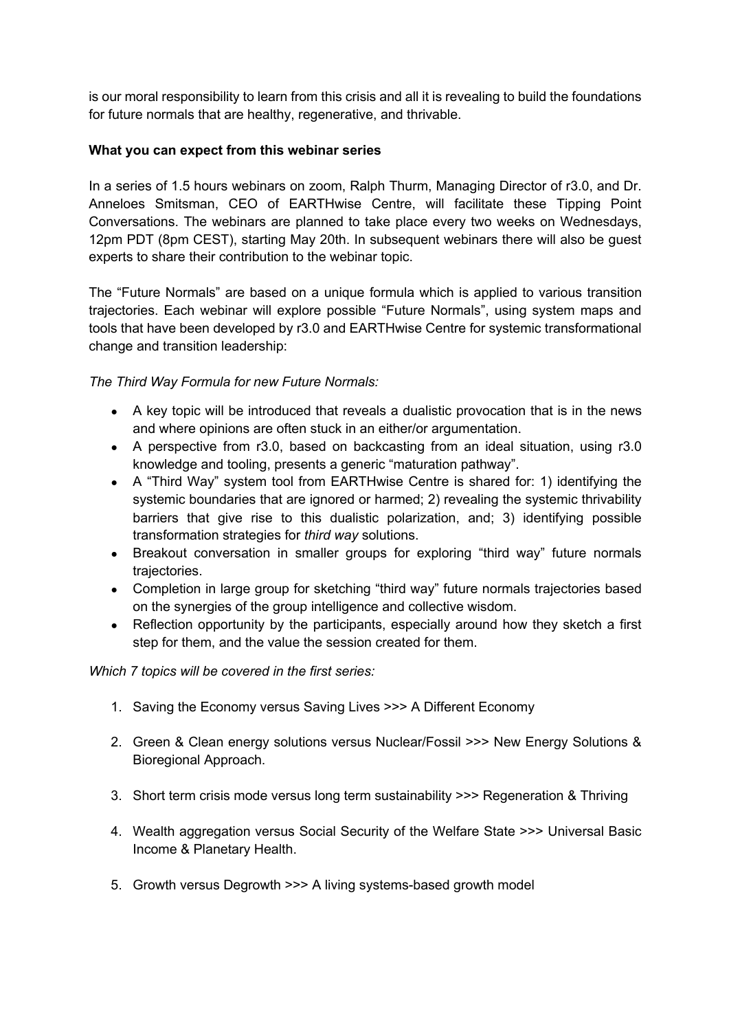is our moral responsibility to learn from this crisis and all it is revealing to build the foundations for future normals that are healthy, regenerative, and thrivable.

**What you can expect from this webinar series**

In a series of 1.5 hours webinars on zoom, Ralph Thurm, Managing Director of r3.0, and Dr. Anneloes Smitsman, CEO of EARTHwise Centre, will facilitate these Tipping Point Conversations. The webinars are planned to take place every two weeks on Wednesdays, 12pm PDT (8pm CEST), starting May 20th. In subsequent webinars there will also be guest experts to share their contribution to the webinar topic.

The "Future Normals" are based on a unique formula which is applied to various transition trajectories. Each webinar will explore possible "Future Normals", using system maps and tools that have been developed by r3.0 and EARTHwise Centre for systemic transformational change and transition leadership:

*The Third Way Formula for new Future Normals:*

- A key topic will be introduced that reveals a dualistic provocation that is in the news and where opinions are often stuck in an either/or argumentation.
- A perspective from r3.0, based on backcasting from an ideal situation, using r3.0 knowledge and tooling, presents a generic "maturation pathway".
- A "Third Way" system tool from EARTHwise Centre is shared for: 1) identifying the systemic boundaries that are ignored or harmed; 2) revealing the systemic thrivability barriers that give rise to this dualistic polarization, and; 3) identifying possible transformation strategies for *third way* solutions.
- Breakout conversation in smaller groups for exploring "third way" future normals trajectories.
- Completion in large group for sketching "third way" future normals trajectories based on the synergies of the group intelligence and collective wisdom.
- Reflection opportunity by the participants, especially around how they sketch a first step for them, and the value the session created for them.

*Which 7 topics will be covered in the first series:*

1. Saving the Economy versus Saving Lives >>> A Different Economy
2. Green & Clean energy solutions versus Nuclear/Fossil >>> New Energy Solutions & Bioregional Approach.
3. Short term crisis mode versus long term sustainability >>> Regeneration & Thriving
4. Wealth aggregation versus Social Security of the Welfare State >>> Universal Basic Income & Planetary Health.
5. Growth versus Degrowth >>> A living systems-based growth model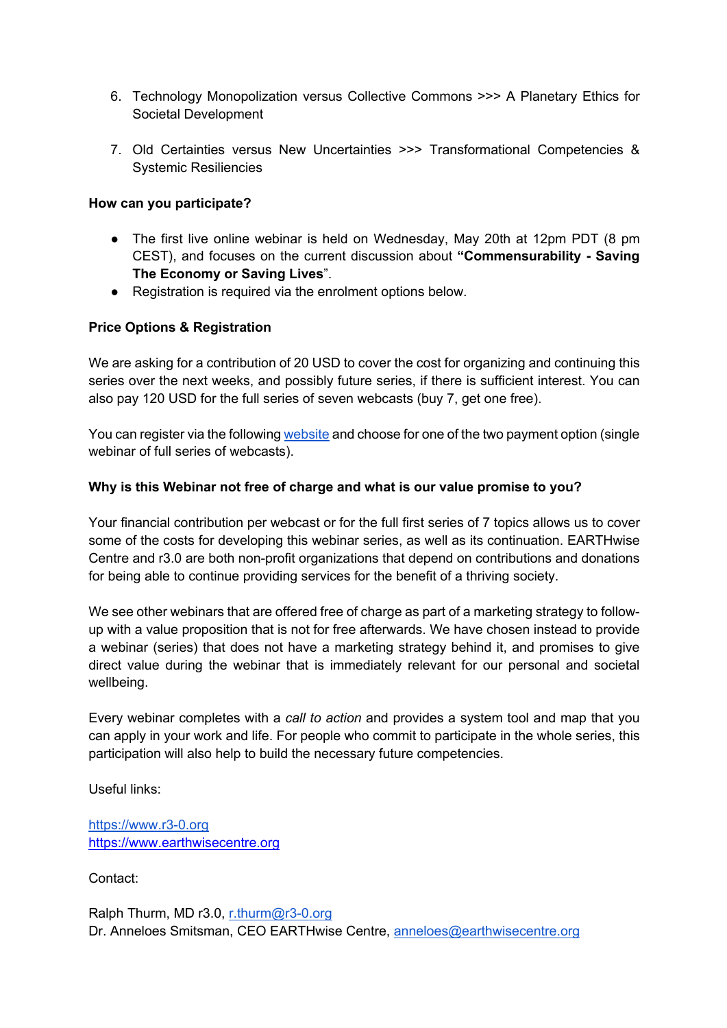6. Technology Monopolization versus Collective Commons >>> A Planetary Ethics for Societal Development

7. Old Certainties versus New Uncertainties >>> Transformational Competencies & Systemic Resiliencies

**How can you participate?**

- The first live online webinar is held on Wednesday, May 20th at 12pm PDT (8 pm CEST), and focuses on the current discussion about **"Commensurability - Saving The Economy or Saving Lives**".
- Registration is required via the enrolment options below.

**Price Options & Registration**

We are asking for a contribution of 20 USD to cover the cost for organizing and continuing this series over the next weeks, and possibly future series, if there is sufficient interest. You can also pay 120 USD for the full series of seven webcasts (buy 7, get one free).

You can register via the following [website](website) and choose for one of the two payment option (single webinar of full series of webcasts).

**Why is this Webinar not free of charge and what is our value promise to you?**

Your financial contribution per webcast or for the full first series of 7 topics allows us to cover some of the costs for developing this webinar series, as well as its continuation. EARTHwise Centre and r3.0 are both non-profit organizations that depend on contributions and donations for being able to continue providing services for the benefit of a thriving society.

We see other webinars that are offered free of charge as part of a marketing strategy to follow-up with a value proposition that is not for free afterwards. We have chosen instead to provide a webinar (series) that does not have a marketing strategy behind it, and promises to give direct value during the webinar that is immediately relevant for our personal and societal wellbeing.

Every webinar completes with a *call to action* and provides a system tool and map that you can apply in your work and life. For people who commit to participate in the whole series, this participation will also help to build the necessary future competencies.

Useful links:

https://www.r3-0.org
https://www.earthwisecentre.org

Contact:

Ralph Thurm, MD r3.0, r.thurm@r3-0.org
Dr. Anneloes Smitsman, CEO EARTHwise Centre, anneloes@earthwisecentre.org